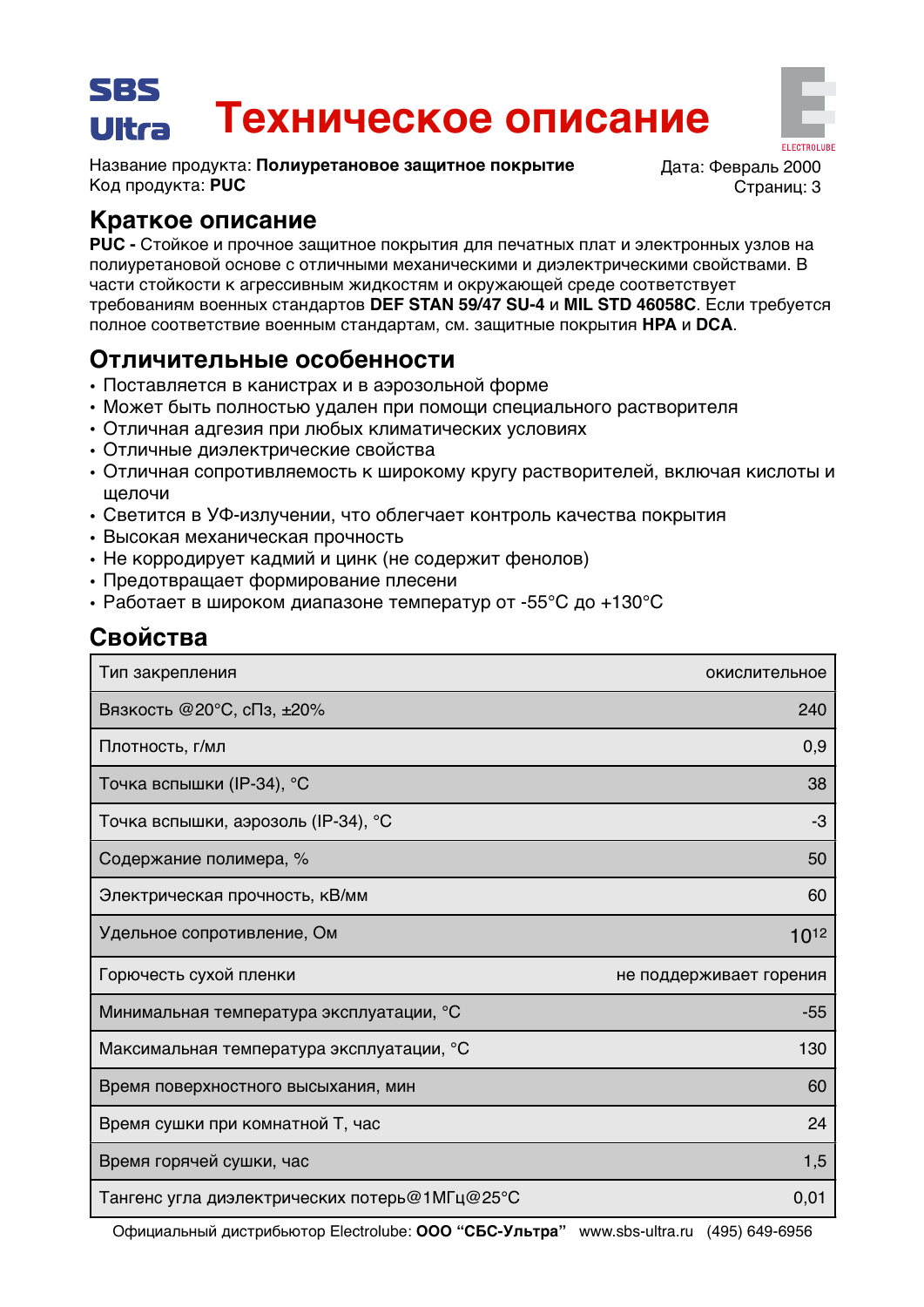# Техническое описание

Название продукта: **Полиуретановое защитное покрытие**
Код продукта: **PUC**

Дата: Февраль 2000
Страниц: 3

## Краткое описание

**PUC -** Стойкое и прочное защитное покрытия для печатных плат и электронных узлов на полиуретановой основе с отличными механическими и диэлектрическими свойствами. В части стойкости к агрессивным жидкостям и окружающей среде соответствует требованиям военных стандартов **DEF STAN 59/47 SU-4** и **MIL STD 46058C**. Если требуется полное соответствие военным стандартам, см. защитные покрытия **HPA** и **DCA**.

## Отличительные особенности

- Поставляется в канистрах и в аэрозольной форме
- Может быть полностью удален при помощи специального растворителя
- Отличная адгезия при любых климатических условиях
- Отличные диэлектрические свойства
- Отличная сопротивляемость к широкому кругу растворителей, включая кислоты и щелочи
- Светится в УФ-излучении, что облегчает контроль качества покрытия
- Высокая механическая прочность
- Не корродирует кадмий и цинк (не содержит фенолов)
- Предотвращает формирование плесени
- Работает в широком диапазоне температур от -55°C до +130°C

## Свойства

| Свойство | Значение |
|---|---|
| Тип закрепления | окислительное |
| Вязкость @20°C, сПз, ±20% | 240 |
| Плотность, г/мл | 0,9 |
| Точка вспышки (IP-34), °C | 38 |
| Точка вспышки, аэрозоль (IP-34), °C | -3 |
| Содержание полимера, % | 50 |
| Электрическая прочность, кВ/мм | 60 |
| Удельное сопротивление, Ом | $10^{12}$ |
| Горючесть сухой пленки | не поддерживает горения |
| Минимальная температура эксплуатации, °C | -55 |
| Максимальная температура эксплуатации, °C | 130 |
| Время поверхностного высыхания, мин | 60 |
| Время сушки при комнатной Т, час | 24 |
| Время горячей сушки, час | 1,5 |
| Тангенс угла диэлектрических потерь@1МГц@25°C | 0,01 |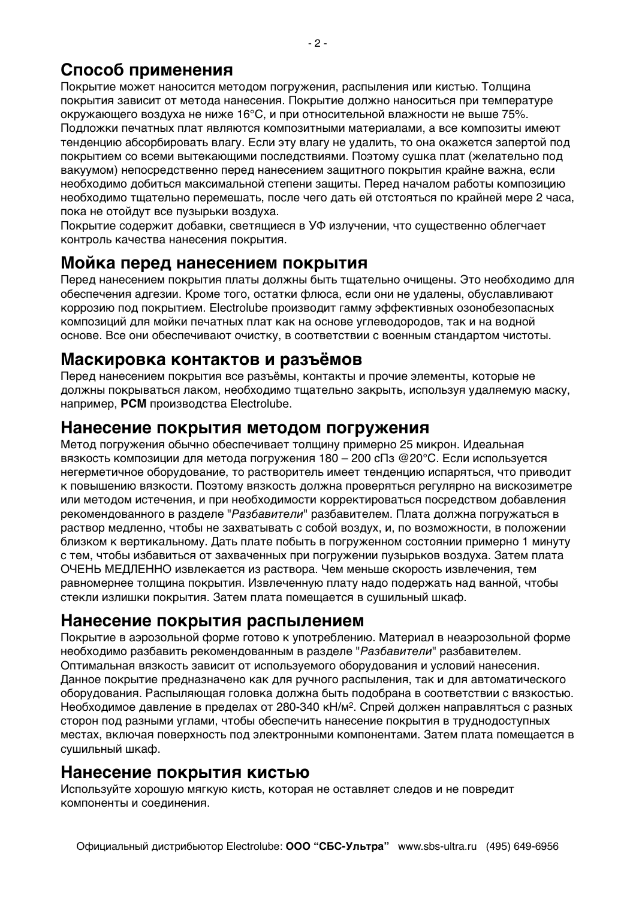## Способ применения

Покрытие может наносится методом погружения, распыления или кистью. Толщина покрытия зависит от метода нанесения. Покрытие должно наноситься при температуре окружающего воздуха не ниже 16°С, и при относительной влажности не выше 75%. Подложки печатных плат являются композитными материалами, а все композиты имеют тенденцию абсорбировать влагу. Если эту влагу не удалить, то она окажется запертой под покрытием со всеми вытекающими последствиями. Поэтому сушка плат (желательно под вакуумом) непосредственно перед нанесением защитного покрытия крайне важна, если необходимо добиться максимальной степени защиты. Перед началом работы композицию необходимо тщательно перемешать, после чего дать ей отстояться по крайней мере 2 часа, пока не отойдут все пузырьки воздуха.

Покрытие содержит добавки, светящиеся в УФ излучении, что существенно облегчает контроль качества нанесения покрытия.

## Мойка перед нанесением покрытия

Перед нанесением покрытия платы должны быть тщательно очищены. Это необходимо для обеспечения адгезии. Кроме того, остатки флюса, если они не удалены, обуславливают коррозию под покрытием. Electrolube производит гамму эффективных озонобезопасных композиций для мойки печатных плат как на основе углеводородов, так и на водной основе. Все они обеспечивают очистку, в соответствии с военным стандартом чистоты.

## Маскировка контактов и разъёмов

Перед нанесением покрытия все разъёмы, контакты и прочие элементы, которые не должны покрываться лаком, необходимо тщательно закрыть, используя удаляемую маску, например, **PCM** производства Electrolube.

## Нанесение покрытия методом погружения

Метод погружения обычно обеспечивает толщину примерно 25 микрон. Идеальная вязкость композиции для метода погружения 180 – 200 сПз @20°С. Если используется негерметичное оборудование, то растворитель имеет тенденцию испаряться, что приводит к повышению вязкости. Поэтому вязкость должна проверяться регулярно на вискозиметре или методом истечения, и при необходимости корректироваться посредством добавления рекомендованного в разделе "*Разбавители*" разбавителем. Плата должна погружаться в раствор медленно, чтобы не захватывать с собой воздух, и, по возможности, в положении близком к вертикальному. Дать плате побыть в погруженном состоянии примерно 1 минуту с тем, чтобы избавиться от захваченных при погружении пузырьков воздуха. Затем плата ОЧЕНЬ МЕДЛЕННО извлекается из раствора. Чем меньше скорость извлечения, тем равномернее толщина покрытия. Извлеченную плату надо подержать над ванной, чтобы стекли излишки покрытия. Затем плата помещается в сушильный шкаф.

## Нанесение покрытия распылением

Покрытие в аэрозольной форме готово к употреблению. Материал в неаэрозольной форме необходимо разбавить рекомендованным в разделе "*Разбавители*" разбавителем. Оптимальная вязкость зависит от используемого оборудования и условий нанесения. Данное покрытие предназначено как для ручного распыления, так и для автоматического оборудования. Распыляющая головка должна быть подобрана в соответствии с вязкостью. Необходимое давление в пределах от 280-340 кН/м$^2$. Спрей должен направляться с разных сторон под разными углами, чтобы обеспечить нанесение покрытия в труднодоступных местах, включая поверхность под электронными компонентами. Затем плата помещается в сушильный шкаф.

## Нанесение покрытия кистью

Используйте хорошую мягкую кисть, которая не оставляет следов и не повредит компоненты и соединения.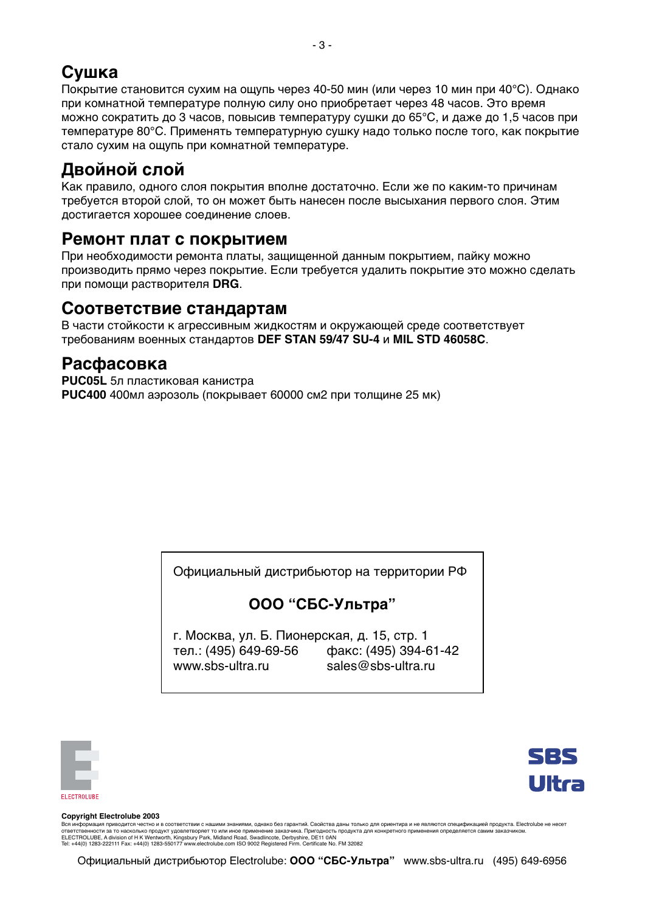## Сушка

Покрытие становится сухим на ощупь через 40-50 мин (или через 10 мин при 40°C). Однако при комнатной температуре полную силу оно приобретает через 48 часов. Это время можно сократить до 3 часов, повысив температуру сушки до 65°C, и даже до 1,5 часов при температуре 80°C. Применять температурную сушку надо только после того, как покрытие стало сухим на ощупь при комнатной температуре.

## Двойной слой

Как правило, одного слоя покрытия вполне достаточно. Если же по каким-то причинам требуется второй слой, то он может быть нанесен после высыхания первого слоя. Этим достигается хорошее соединение слоев.

## Ремонт плат с покрытием

При необходимости ремонта платы, защищенной данным покрытием, пайку можно производить прямо через покрытие. Если требуется удалить покрытие это можно сделать при помощи растворителя **DRG**.

## Соответствие стандартам

В части стойкости к агрессивным жидкостям и окружающей среде соответствует требованиям военных стандартов **DEF STAN 59/47 SU-4** и **MIL STD 46058C**.

## Расфасовка

**PUC05L** 5л пластиковая канистра
**PUC400** 400мл аэрозоль (покрывает 60000 см2 при толщине 25 мк)

Официальный дистрибьютор на территории РФ

**ООО "СБС-Ультра"**

г. Москва, ул. Б. Пионерская, д. 15, стр. 1
тел.: (495) 649-69-56  факс: (495) 394-61-42
www.sbs-ultra.ru  sales@sbs-ultra.ru

ELECTROLUBE

SBS Ultra

**Copyright Electrolube 2003**
Вся информация приводится честно и в соответствии с нашими знаниями, однако без гарантий. Свойства даны только для ориентира и не являются спецификацией продукта. Electrolube не несет ответственности за то насколько продукт удовлетворяет то или иное применение заказчика. Пригодность продукта для конкретного применения определяется самим заказчиком.
ELECTROLUBE, A division of H K Wentworth, Kingsbury Park, Midland Road, Swadlincote, Derbyshire, DE11 0AN
Tel: +44(0) 1283-222111 Fax: +44(0) 1283-550177 www.electrolube.com ISO 9002 Registered Firm. Certificate No. FM 32082

Официальный дистрибьютор Electrolube: **ООО "СБС-Ультра"** www.sbs-ultra.ru (495) 649-6956